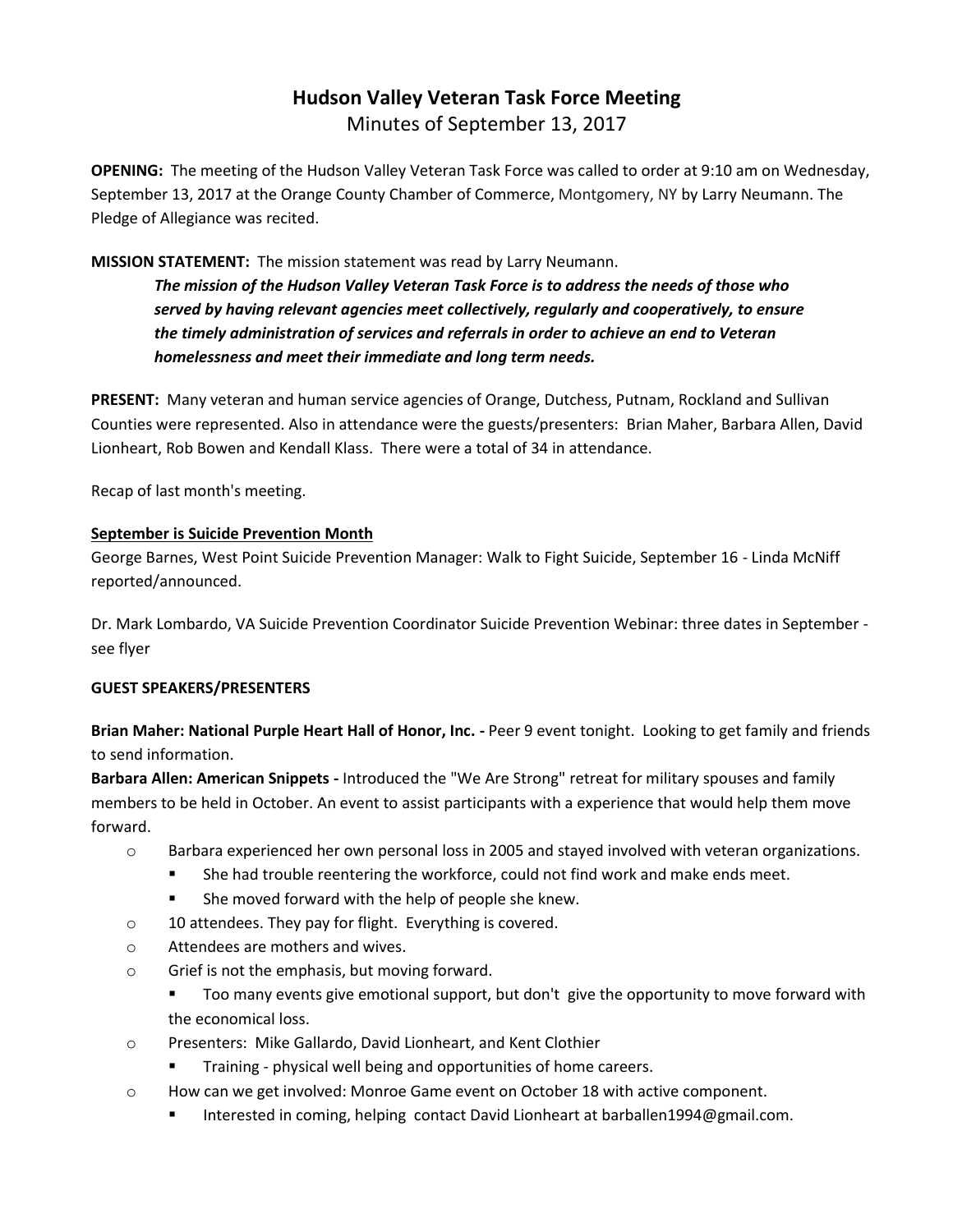# Hudson Valley Veteran Task Force Meeting

Minutes of September 13, 2017

**OPENING:** The meeting of the Hudson Valley Veteran Task Force was called to order at 9:10 am on Wednesday, September 13, 2017 at the Orange County Chamber of Commerce, Montgomery, NY by Larry Neumann. The Pledge of Allegiance was recited.

**MISSION STATEMENT:** The mission statement was read by Larry Neumann.

> ***The mission of the Hudson Valley Veteran Task Force is to address the needs of those who served by having relevant agencies meet collectively, regularly and cooperatively, to ensure the timely administration of services and referrals in order to achieve an end to Veteran homelessness and meet their immediate and long term needs.***

**PRESENT:** Many veteran and human service agencies of Orange, Dutchess, Putnam, Rockland and Sullivan Counties were represented. Also in attendance were the guests/presenters: Brian Maher, Barbara Allen, David Lionheart, Rob Bowen and Kendall Klass. There were a total of 34 in attendance.

Recap of last month's meeting.

**<u>September is Suicide Prevention Month</u>**

George Barnes, West Point Suicide Prevention Manager: Walk to Fight Suicide, September 16 - Linda McNiff reported/announced.

Dr. Mark Lombardo, VA Suicide Prevention Coordinator Suicide Prevention Webinar: three dates in September - see flyer

**GUEST SPEAKERS/PRESENTERS**

**Brian Maher: National Purple Heart Hall of Honor, Inc. -** Peer 9 event tonight. Looking to get family and friends to send information.

**Barbara Allen: American Snippets -** Introduced the "We Are Strong" retreat for military spouses and family members to be held in October. An event to assist participants with a experience that would help them move forward.

- Barbara experienced her own personal loss in 2005 and stayed involved with veteran organizations.
  - She had trouble reentering the workforce, could not find work and make ends meet.
  - She moved forward with the help of people she knew.
- 10 attendees. They pay for flight. Everything is covered.
- Attendees are mothers and wives.
- Grief is not the emphasis, but moving forward.
  - Too many events give emotional support, but don't give the opportunity to move forward with the economical loss.
- Presenters: Mike Gallardo, David Lionheart, and Kent Clothier
  - Training - physical well being and opportunities of home careers.
- How can we get involved: Monroe Game event on October 18 with active component.
  - Interested in coming, helping contact David Lionheart at barballen1994@gmail.com.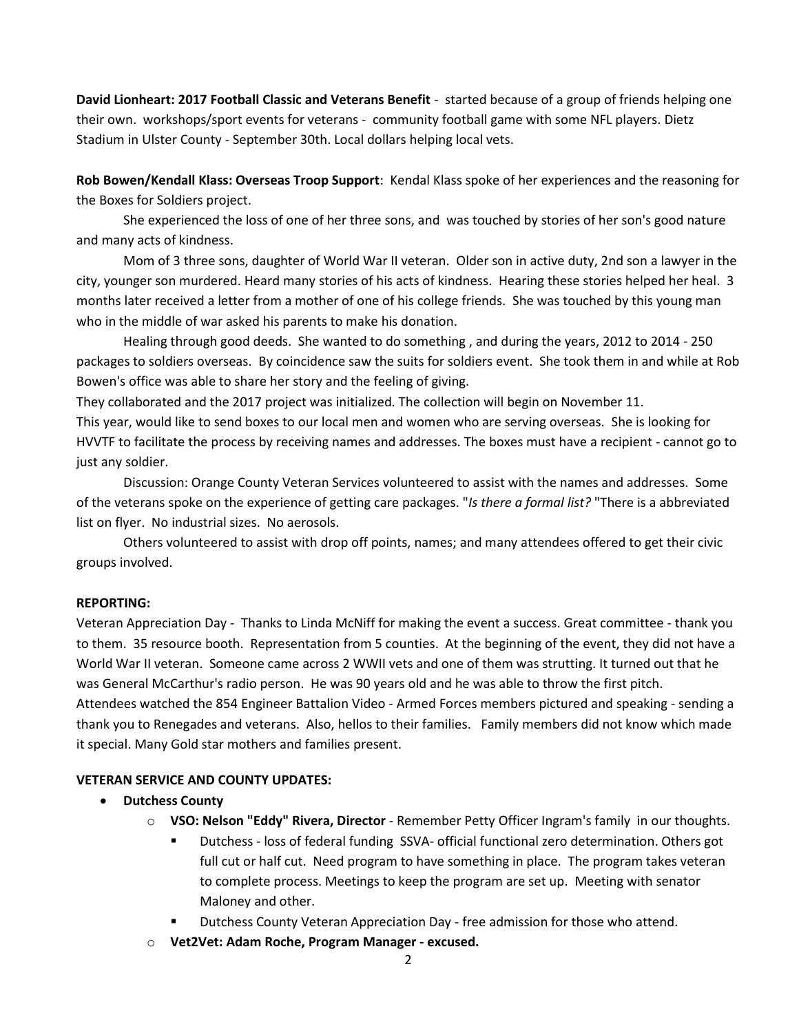**David Lionheart: 2017 Football Classic and Veterans Benefit** - started because of a group of friends helping one their own. workshops/sport events for veterans - community football game with some NFL players. Dietz Stadium in Ulster County - September 30th. Local dollars helping local vets.

**Rob Bowen/Kendall Klass: Overseas Troop Support**: Kendal Klass spoke of her experiences and the reasoning for the Boxes for Soldiers project.

She experienced the loss of one of her three sons, and was touched by stories of her son's good nature and many acts of kindness.

Mom of 3 three sons, daughter of World War II veteran. Older son in active duty, 2nd son a lawyer in the city, younger son murdered. Heard many stories of his acts of kindness. Hearing these stories helped her heal. 3 months later received a letter from a mother of one of his college friends. She was touched by this young man who in the middle of war asked his parents to make his donation.

Healing through good deeds. She wanted to do something , and during the years, 2012 to 2014 - 250 packages to soldiers overseas. By coincidence saw the suits for soldiers event. She took them in and while at Rob Bowen's office was able to share her story and the feeling of giving.

They collaborated and the 2017 project was initialized. The collection will begin on November 11.

This year, would like to send boxes to our local men and women who are serving overseas. She is looking for HVVTF to facilitate the process by receiving names and addresses. The boxes must have a recipient - cannot go to just any soldier.

Discussion: Orange County Veteran Services volunteered to assist with the names and addresses. Some of the veterans spoke on the experience of getting care packages. "*Is there a formal list?* "There is a abbreviated list on flyer. No industrial sizes. No aerosols.

Others volunteered to assist with drop off points, names; and many attendees offered to get their civic groups involved.

**REPORTING:**

Veteran Appreciation Day - Thanks to Linda McNiff for making the event a success. Great committee - thank you to them. 35 resource booth. Representation from 5 counties. At the beginning of the event, they did not have a World War II veteran. Someone came across 2 WWII vets and one of them was strutting. It turned out that he was General McCarthur's radio person. He was 90 years old and he was able to throw the first pitch.

Attendees watched the 854 Engineer Battalion Video - Armed Forces members pictured and speaking - sending a thank you to Renegades and veterans. Also, hellos to their families. Family members did not know which made it special. Many Gold star mothers and families present.

**VETERAN SERVICE AND COUNTY UPDATES:**

- **Dutchess County**
  - **VSO: Nelson "Eddy" Rivera, Director** - Remember Petty Officer Ingram's family in our thoughts.
    - Dutchess - loss of federal funding SSVA- official functional zero determination. Others got full cut or half cut. Need program to have something in place. The program takes veteran to complete process. Meetings to keep the program are set up. Meeting with senator Maloney and other.
    - Dutchess County Veteran Appreciation Day - free admission for those who attend.
  - **Vet2Vet: Adam Roche, Program Manager - excused.**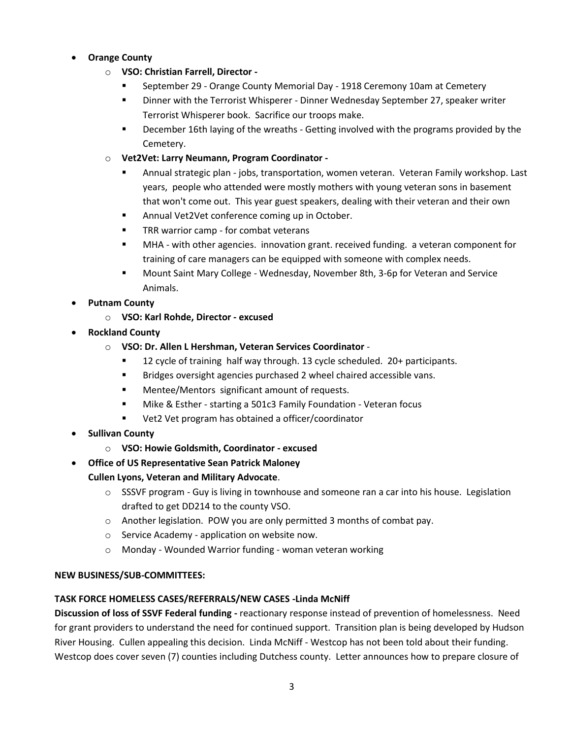- **Orange County**
  - **VSO: Christian Farrell, Director -**
    - September 29 - Orange County Memorial Day - 1918 Ceremony 10am at Cemetery
    - Dinner with the Terrorist Whisperer - Dinner Wednesday September 27, speaker writer Terrorist Whisperer book. Sacrifice our troops make.
    - December 16th laying of the wreaths - Getting involved with the programs provided by the Cemetery.
  - **Vet2Vet: Larry Neumann, Program Coordinator -**
    - Annual strategic plan - jobs, transportation, women veteran. Veteran Family workshop. Last years, people who attended were mostly mothers with young veteran sons in basement that won't come out. This year guest speakers, dealing with their veteran and their own
    - Annual Vet2Vet conference coming up in October.
    - TRR warrior camp - for combat veterans
    - MHA - with other agencies. innovation grant. received funding. a veteran component for training of care managers can be equipped with someone with complex needs.
    - Mount Saint Mary College - Wednesday, November 8th, 3-6p for Veteran and Service Animals.
- **Putnam County**
  - **VSO: Karl Rohde, Director - excused**
- **Rockland County**
  - **VSO: Dr. Allen L Hershman, Veteran Services Coordinator** -
    - 12 cycle of training half way through. 13 cycle scheduled. 20+ participants.
    - Bridges oversight agencies purchased 2 wheel chaired accessible vans.
    - Mentee/Mentors significant amount of requests.
    - Mike & Esther - starting a 501c3 Family Foundation - Veteran focus
    - Vet2 Vet program has obtained a officer/coordinator
- **Sullivan County**
  - **VSO: Howie Goldsmith, Coordinator - excused**
- **Office of US Representative Sean Patrick Maloney**
  **Cullen Lyons, Veteran and Military Advocate**.
  - SSSVF program - Guy is living in townhouse and someone ran a car into his house. Legislation drafted to get DD214 to the county VSO.
  - Another legislation. POW you are only permitted 3 months of combat pay.
  - Service Academy - application on website now.
  - Monday - Wounded Warrior funding - woman veteran working

**NEW BUSINESS/SUB-COMMITTEES:**

**TASK FORCE HOMELESS CASES/REFERRALS/NEW CASES -Linda McNiff**

**Discussion of loss of SSVF Federal funding -** reactionary response instead of prevention of homelessness. Need for grant providers to understand the need for continued support. Transition plan is being developed by Hudson River Housing. Cullen appealing this decision. Linda McNiff - Westcop has not been told about their funding. Westcop does cover seven (7) counties including Dutchess county. Letter announces how to prepare closure of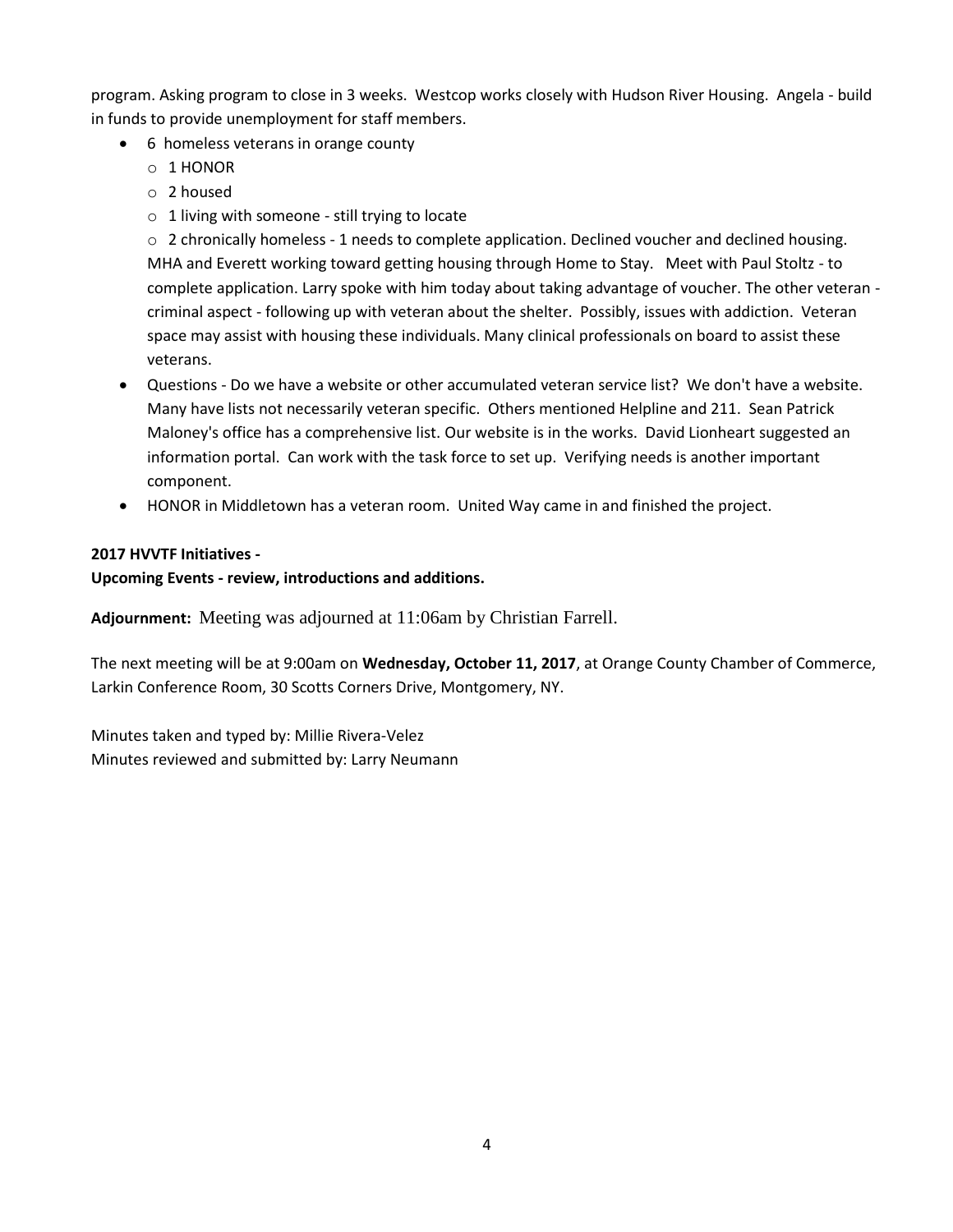program. Asking program to close in 3 weeks. Westcop works closely with Hudson River Housing. Angela - build in funds to provide unemployment for staff members.

- 6 homeless veterans in orange county
  - 1 HONOR
  - 2 housed
  - 1 living with someone - still trying to locate
  - 2 chronically homeless - 1 needs to complete application. Declined voucher and declined housing. MHA and Everett working toward getting housing through Home to Stay. Meet with Paul Stoltz - to complete application. Larry spoke with him today about taking advantage of voucher. The other veteran - criminal aspect - following up with veteran about the shelter. Possibly, issues with addiction. Veteran space may assist with housing these individuals. Many clinical professionals on board to assist these veterans.
- Questions - Do we have a website or other accumulated veteran service list? We don't have a website. Many have lists not necessarily veteran specific. Others mentioned Helpline and 211. Sean Patrick Maloney's office has a comprehensive list. Our website is in the works. David Lionheart suggested an information portal. Can work with the task force to set up. Verifying needs is another important component.
- HONOR in Middletown has a veteran room. United Way came in and finished the project.

**2017 HVVTF Initiatives -**

**Upcoming Events - review, introductions and additions.**

**Adjournment:** Meeting was adjourned at 11:06am by Christian Farrell.

The next meeting will be at 9:00am on **Wednesday, October 11, 2017**, at Orange County Chamber of Commerce, Larkin Conference Room, 30 Scotts Corners Drive, Montgomery, NY.

Minutes taken and typed by: Millie Rivera-Velez
Minutes reviewed and submitted by: Larry Neumann